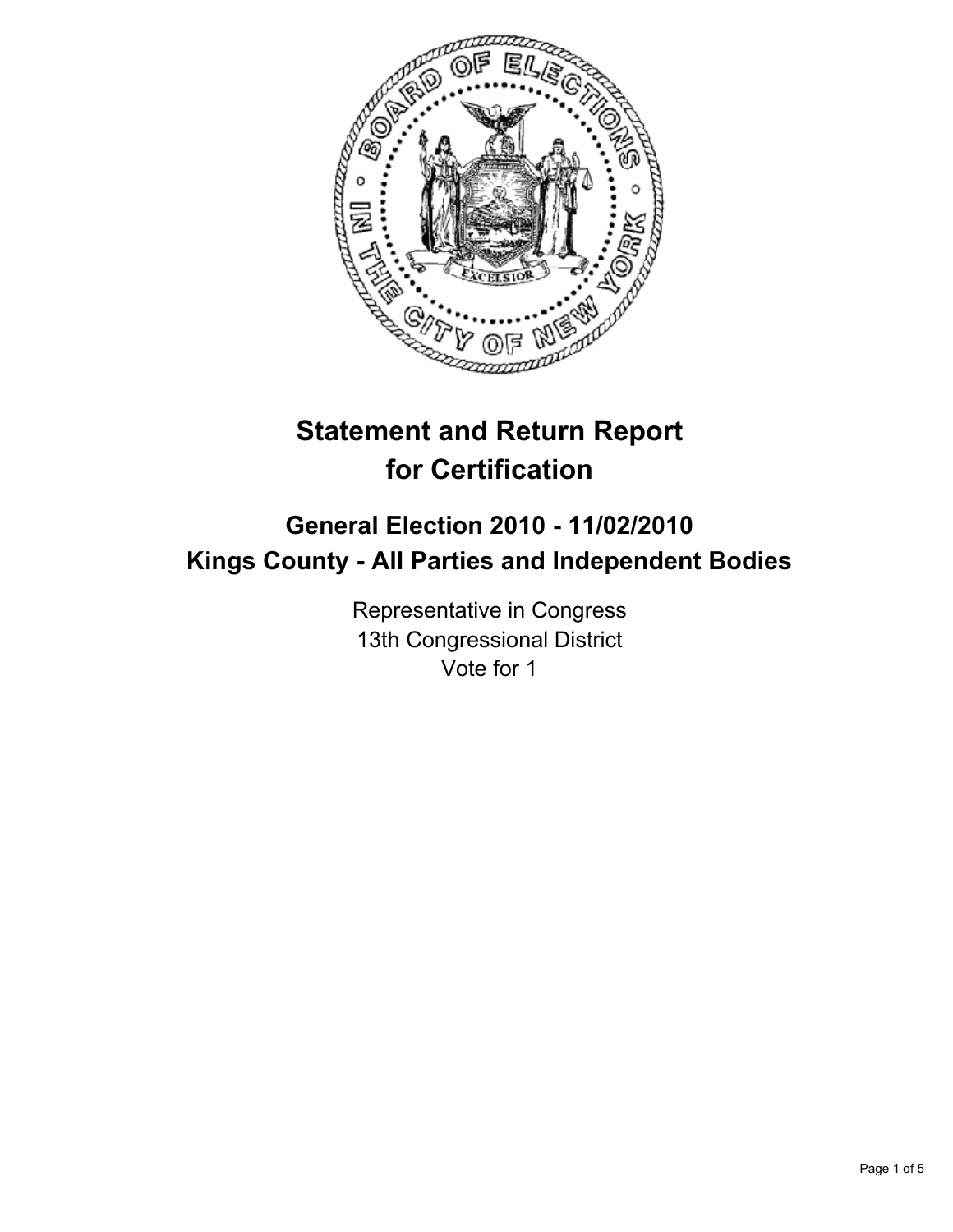# Statement and Return Report for Certification

## General Election 2010 - 11/02/2010
## Kings County - All Parties and Independent Bodies

Representative in Congress
13th Congressional District
Vote for 1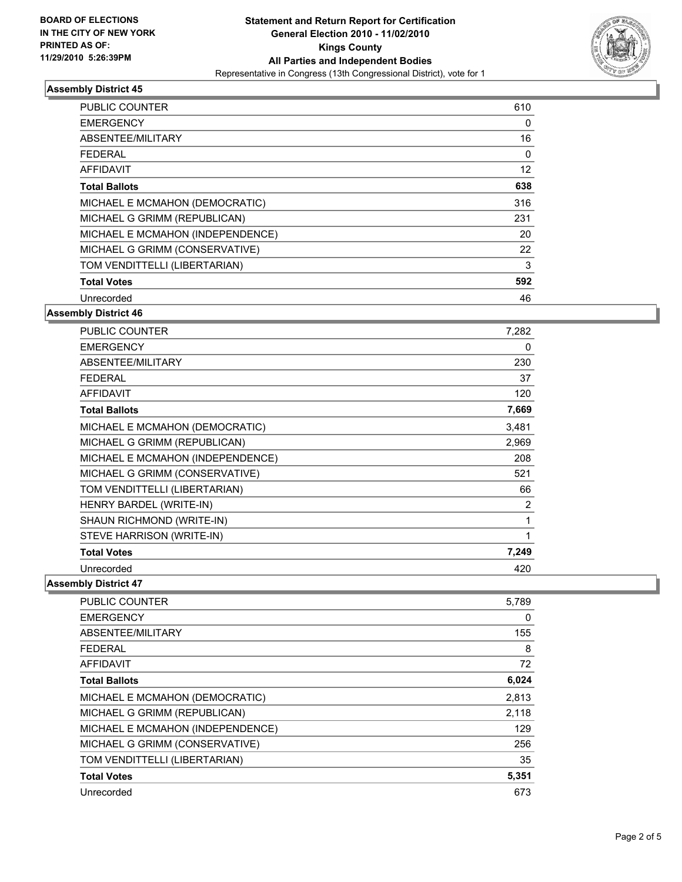**BOARD OF ELECTIONS IN THE CITY OF NEW YORK PRINTED AS OF: 11/29/2010 5:26:39PM**

**Statement and Return Report for Certification**
**General Election 2010 - 11/02/2010**
**Kings County**
**All Parties and Independent Bodies**
Representative in Congress (13th Congressional District), vote for 1

## Assembly District 45

| | |
|---|---|
| PUBLIC COUNTER | 610 |
| EMERGENCY | 0 |
| ABSENTEE/MILITARY | 16 |
| FEDERAL | 0 |
| AFFIDAVIT | 12 |
| **Total Ballots** | **638** |
| MICHAEL E MCMAHON (DEMOCRATIC) | 316 |
| MICHAEL G GRIMM (REPUBLICAN) | 231 |
| MICHAEL E MCMAHON (INDEPENDENCE) | 20 |
| MICHAEL G GRIMM (CONSERVATIVE) | 22 |
| TOM VENDITTELLI (LIBERTARIAN) | 3 |
| **Total Votes** | **592** |
| Unrecorded | 46 |

## Assembly District 46

| | |
|---|---|
| PUBLIC COUNTER | 7,282 |
| EMERGENCY | 0 |
| ABSENTEE/MILITARY | 230 |
| FEDERAL | 37 |
| AFFIDAVIT | 120 |
| **Total Ballots** | **7,669** |
| MICHAEL E MCMAHON (DEMOCRATIC) | 3,481 |
| MICHAEL G GRIMM (REPUBLICAN) | 2,969 |
| MICHAEL E MCMAHON (INDEPENDENCE) | 208 |
| MICHAEL G GRIMM (CONSERVATIVE) | 521 |
| TOM VENDITTELLI (LIBERTARIAN) | 66 |
| HENRY BARDEL (WRITE-IN) | 2 |
| SHAUN RICHMOND (WRITE-IN) | 1 |
| STEVE HARRISON (WRITE-IN) | 1 |
| **Total Votes** | **7,249** |
| Unrecorded | 420 |

## Assembly District 47

| | |
|---|---|
| PUBLIC COUNTER | 5,789 |
| EMERGENCY | 0 |
| ABSENTEE/MILITARY | 155 |
| FEDERAL | 8 |
| AFFIDAVIT | 72 |
| **Total Ballots** | **6,024** |
| MICHAEL E MCMAHON (DEMOCRATIC) | 2,813 |
| MICHAEL G GRIMM (REPUBLICAN) | 2,118 |
| MICHAEL E MCMAHON (INDEPENDENCE) | 129 |
| MICHAEL G GRIMM (CONSERVATIVE) | 256 |
| TOM VENDITTELLI (LIBERTARIAN) | 35 |
| **Total Votes** | **5,351** |
| Unrecorded | 673 |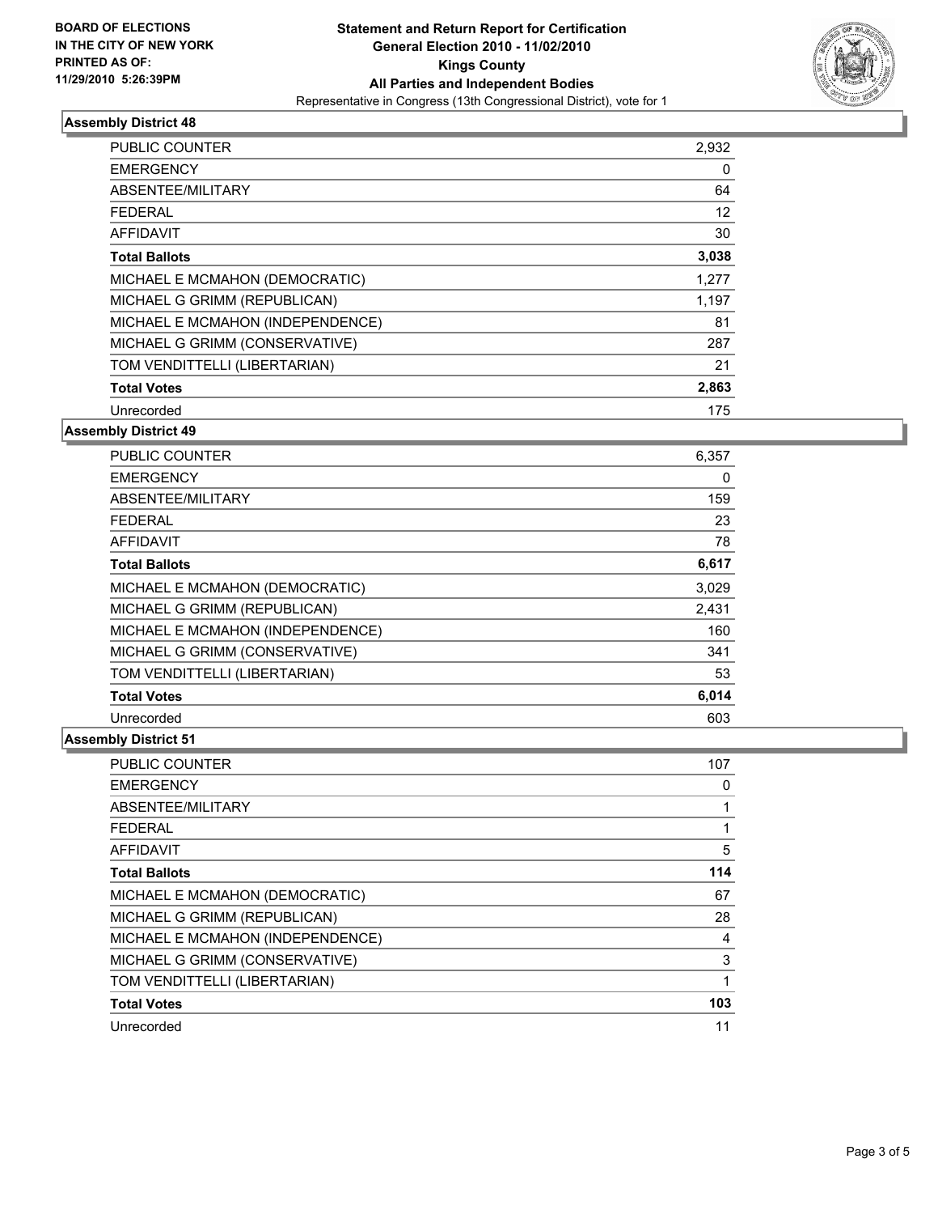BOARD OF ELECTIONS
IN THE CITY OF NEW YORK
PRINTED AS OF:
11/29/2010 5:26:39PM

**Statement and Return Report for Certification**
**General Election 2010 - 11/02/2010**
**Kings County**
**All Parties and Independent Bodies**
Representative in Congress (13th Congressional District), vote for 1

### Assembly District 48

| | |
|---|---|
| PUBLIC COUNTER | 2,932 |
| EMERGENCY | 0 |
| ABSENTEE/MILITARY | 64 |
| FEDERAL | 12 |
| AFFIDAVIT | 30 |
| **Total Ballots** | **3,038** |
| MICHAEL E MCMAHON (DEMOCRATIC) | 1,277 |
| MICHAEL G GRIMM (REPUBLICAN) | 1,197 |
| MICHAEL E MCMAHON (INDEPENDENCE) | 81 |
| MICHAEL G GRIMM (CONSERVATIVE) | 287 |
| TOM VENDITTELLI (LIBERTARIAN) | 21 |
| **Total Votes** | **2,863** |
| Unrecorded | 175 |

### Assembly District 49

| | |
|---|---|
| PUBLIC COUNTER | 6,357 |
| EMERGENCY | 0 |
| ABSENTEE/MILITARY | 159 |
| FEDERAL | 23 |
| AFFIDAVIT | 78 |
| **Total Ballots** | **6,617** |
| MICHAEL E MCMAHON (DEMOCRATIC) | 3,029 |
| MICHAEL G GRIMM (REPUBLICAN) | 2,431 |
| MICHAEL E MCMAHON (INDEPENDENCE) | 160 |
| MICHAEL G GRIMM (CONSERVATIVE) | 341 |
| TOM VENDITTELLI (LIBERTARIAN) | 53 |
| **Total Votes** | **6,014** |
| Unrecorded | 603 |

### Assembly District 51

| | |
|---|---|
| PUBLIC COUNTER | 107 |
| EMERGENCY | 0 |
| ABSENTEE/MILITARY | 1 |
| FEDERAL | 1 |
| AFFIDAVIT | 5 |
| **Total Ballots** | **114** |
| MICHAEL E MCMAHON (DEMOCRATIC) | 67 |
| MICHAEL G GRIMM (REPUBLICAN) | 28 |
| MICHAEL E MCMAHON (INDEPENDENCE) | 4 |
| MICHAEL G GRIMM (CONSERVATIVE) | 3 |
| TOM VENDITTELLI (LIBERTARIAN) | 1 |
| **Total Votes** | **103** |
| Unrecorded | 11 |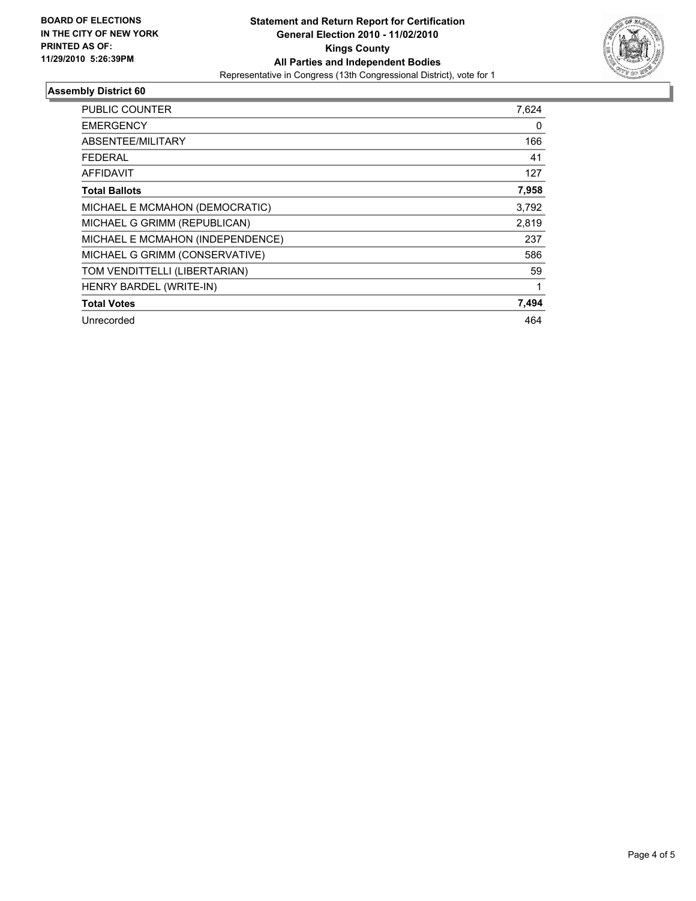**BOARD OF ELECTIONS IN THE CITY OF NEW YORK PRINTED AS OF: 11/29/2010 5:26:39PM**

**Statement and Return Report for Certification**
**General Election 2010 - 11/02/2010**
**Kings County**
**All Parties and Independent Bodies**
Representative in Congress (13th Congressional District), vote for 1

## Assembly District 60

| | |
|---|---|
| PUBLIC COUNTER | 7,624 |
| EMERGENCY | 0 |
| ABSENTEE/MILITARY | 166 |
| FEDERAL | 41 |
| AFFIDAVIT | 127 |
| **Total Ballots** | **7,958** |
| MICHAEL E MCMAHON (DEMOCRATIC) | 3,792 |
| MICHAEL G GRIMM (REPUBLICAN) | 2,819 |
| MICHAEL E MCMAHON (INDEPENDENCE) | 237 |
| MICHAEL G GRIMM (CONSERVATIVE) | 586 |
| TOM VENDITTELLI (LIBERTARIAN) | 59 |
| HENRY BARDEL (WRITE-IN) | 1 |
| **Total Votes** | **7,494** |
| Unrecorded | 464 |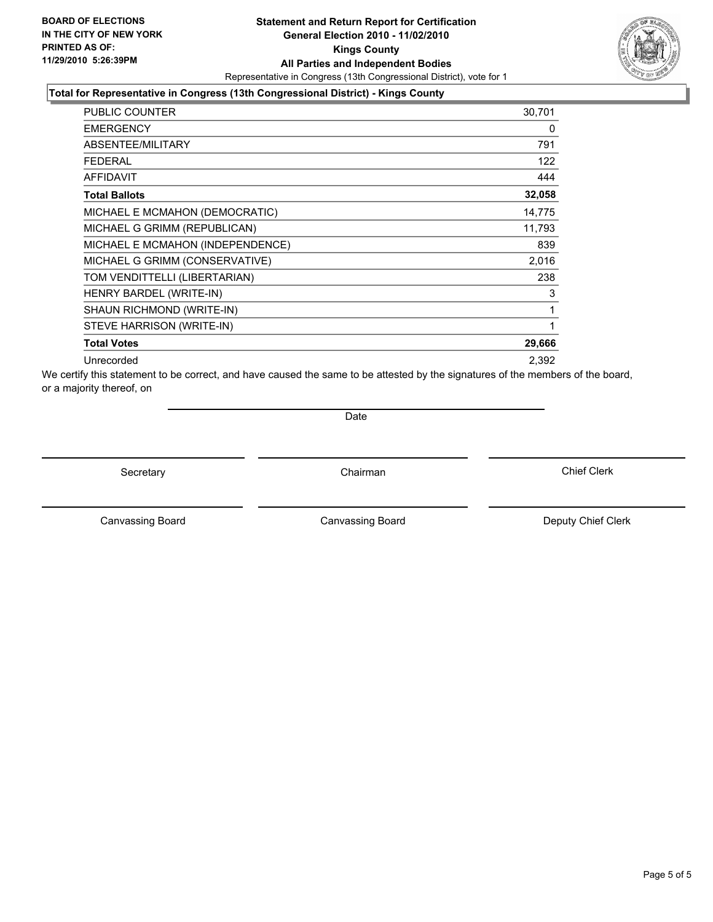**BOARD OF ELECTIONS IN THE CITY OF NEW YORK PRINTED AS OF: 11/29/2010 5:26:39PM**

**Statement and Return Report for Certification**
**General Election 2010 - 11/02/2010**
**Kings County**
**All Parties and Independent Bodies**
Representative in Congress (13th Congressional District), vote for 1

### Total for Representative in Congress (13th Congressional District) - Kings County

| | |
|---|---|
| PUBLIC COUNTER | 30,701 |
| EMERGENCY | 0 |
| ABSENTEE/MILITARY | 791 |
| FEDERAL | 122 |
| AFFIDAVIT | 444 |
| **Total Ballots** | **32,058** |
| MICHAEL E MCMAHON (DEMOCRATIC) | 14,775 |
| MICHAEL G GRIMM (REPUBLICAN) | 11,793 |
| MICHAEL E MCMAHON (INDEPENDENCE) | 839 |
| MICHAEL G GRIMM (CONSERVATIVE) | 2,016 |
| TOM VENDITTELLI (LIBERTARIAN) | 238 |
| HENRY BARDEL (WRITE-IN) | 3 |
| SHAUN RICHMOND (WRITE-IN) | 1 |
| STEVE HARRISON (WRITE-IN) | 1 |
| **Total Votes** | **29,666** |
| Unrecorded | 2,392 |

We certify this statement to be correct, and have caused the same to be attested by the signatures of the members of the board, or a majority thereof, on

Date

Secretary

Chairman

Chief Clerk

Canvassing Board

Canvassing Board

Deputy Chief Clerk